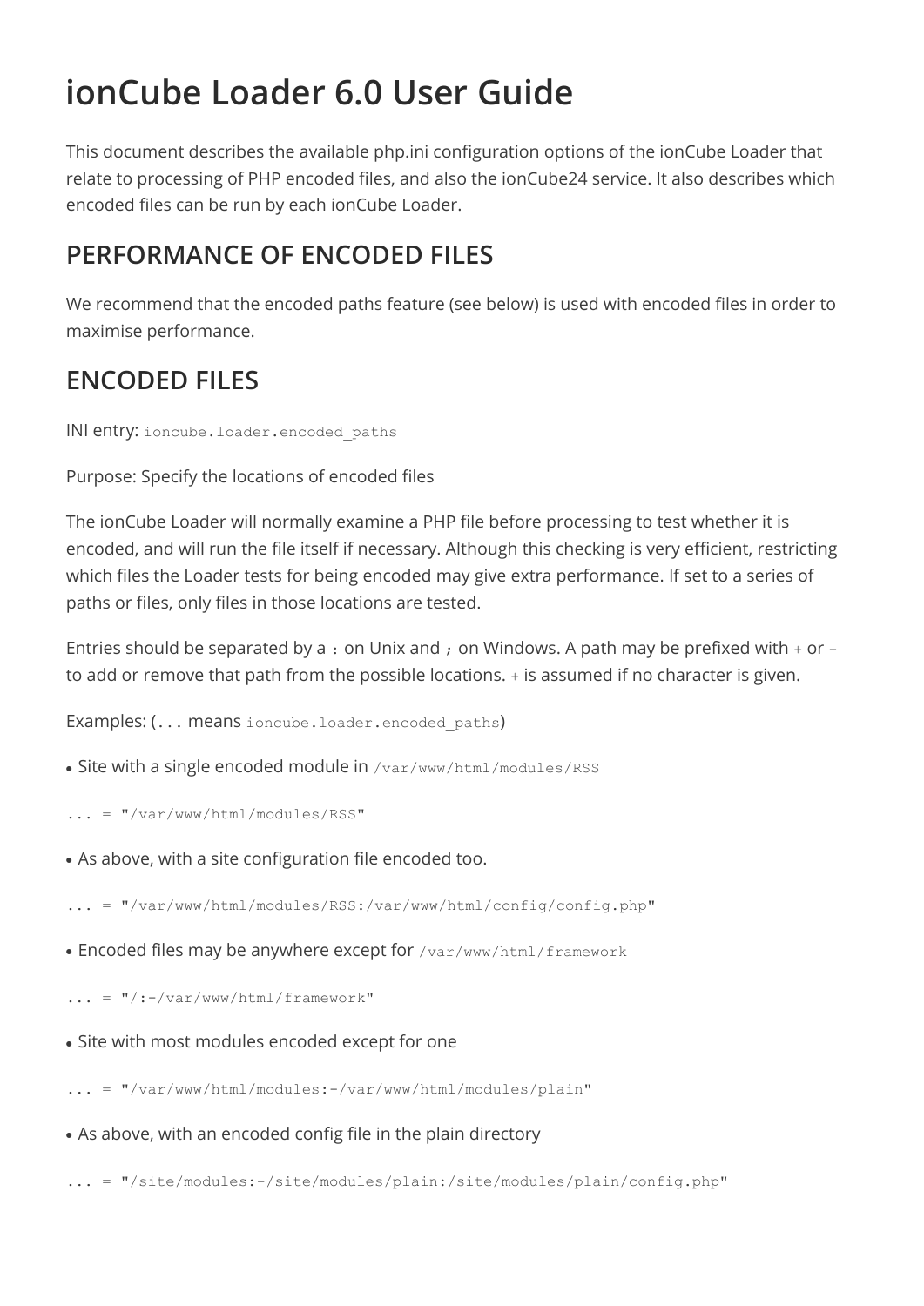# ionCube Loader 6.0 User Guide

This document describes the available php.ini configuration options of the ionCube Loader that relate to processing of PHP encoded files, and also the ionCube24 service. It also describes which encoded files can be run by each ionCube Loader.

## PERFORMANCE OF ENCODED FILES

We recommend that the encoded paths feature (see below) is used with encoded files in order to maximise performance.

## ENCODED FILES

INI entry: `ioncube.loader.encoded_paths`

Purpose: Specify the locations of encoded files

The ionCube Loader will normally examine a PHP file before processing to test whether it is encoded, and will run the file itself if necessary. Although this checking is very efficient, restricting which files the Loader tests for being encoded may give extra performance. If set to a series of paths or files, only files in those locations are tested.

Entries should be separated by a `:` on Unix and `;` on Windows. A path may be prefixed with `+` or `-` to add or remove that path from the possible locations. `+` is assumed if no character is given.

Examples: (`...` means `ioncube.loader.encoded_paths`)

- Site with a single encoded module in `/var/www/html/modules/RSS`

```
... = "/var/www/html/modules/RSS"
```

- As above, with a site configuration file encoded too.

```
... = "/var/www/html/modules/RSS:/var/www/html/config/config.php"
```

- Encoded files may be anywhere except for `/var/www/html/framework`

```
... = "/:-/var/www/html/framework"
```

- Site with most modules encoded except for one

```
... = "/var/www/html/modules:-/var/www/html/modules/plain"
```

- As above, with an encoded config file in the plain directory

```
... = "/site/modules:-/site/modules/plain:/site/modules/plain/config.php"
```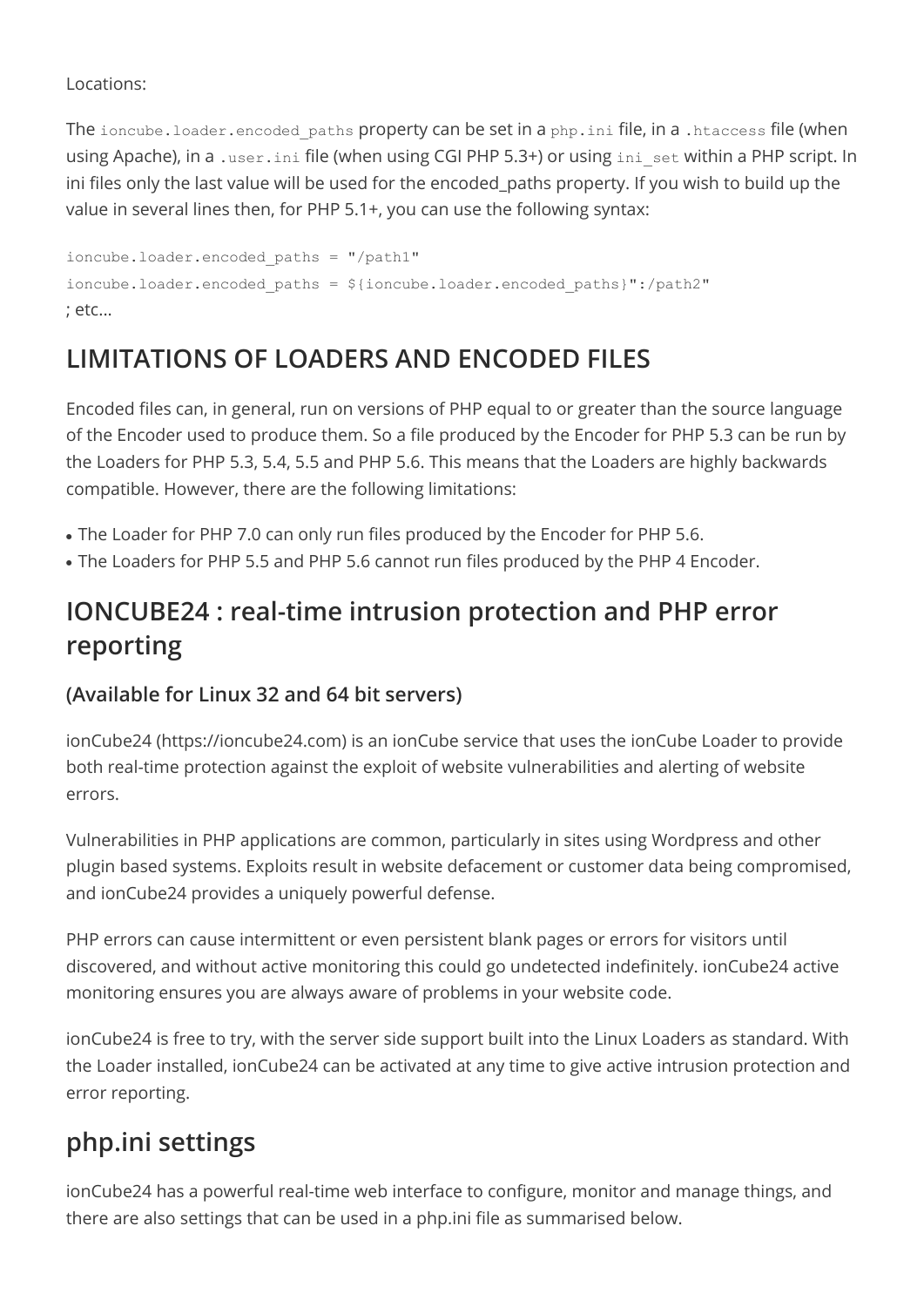Locations:

The `ioncube.loader.encoded_paths` property can be set in a `php.ini` file, in a `.htaccess` file (when using Apache), in a `.user.ini` file (when using CGI PHP 5.3+) or using `ini_set` within a PHP script. In ini files only the last value will be used for the encoded_paths property. If you wish to build up the value in several lines then, for PHP 5.1+, you can use the following syntax:

```
ioncube.loader.encoded_paths = "/path1"
ioncube.loader.encoded_paths = ${ioncube.loader.encoded_paths}":/path2"
```

; etc...

## LIMITATIONS OF LOADERS AND ENCODED FILES

Encoded files can, in general, run on versions of PHP equal to or greater than the source language of the Encoder used to produce them. So a file produced by the Encoder for PHP 5.3 can be run by the Loaders for PHP 5.3, 5.4, 5.5 and PHP 5.6. This means that the Loaders are highly backwards compatible. However, there are the following limitations:

- The Loader for PHP 7.0 can only run files produced by the Encoder for PHP 5.6.
- The Loaders for PHP 5.5 and PHP 5.6 cannot run files produced by the PHP 4 Encoder.

## IONCUBE24 : real-time intrusion protection and PHP error reporting

### (Available for Linux 32 and 64 bit servers)

ionCube24 (https://ioncube24.com) is an ionCube service that uses the ionCube Loader to provide both real-time protection against the exploit of website vulnerabilities and alerting of website errors.

Vulnerabilities in PHP applications are common, particularly in sites using Wordpress and other plugin based systems. Exploits result in website defacement or customer data being compromised, and ionCube24 provides a uniquely powerful defense.

PHP errors can cause intermittent or even persistent blank pages or errors for visitors until discovered, and without active monitoring this could go undetected indefinitely. ionCube24 active monitoring ensures you are always aware of problems in your website code.

ionCube24 is free to try, with the server side support built into the Linux Loaders as standard. With the Loader installed, ionCube24 can be activated at any time to give active intrusion protection and error reporting.

## php.ini settings

ionCube24 has a powerful real-time web interface to configure, monitor and manage things, and there are also settings that can be used in a php.ini file as summarised below.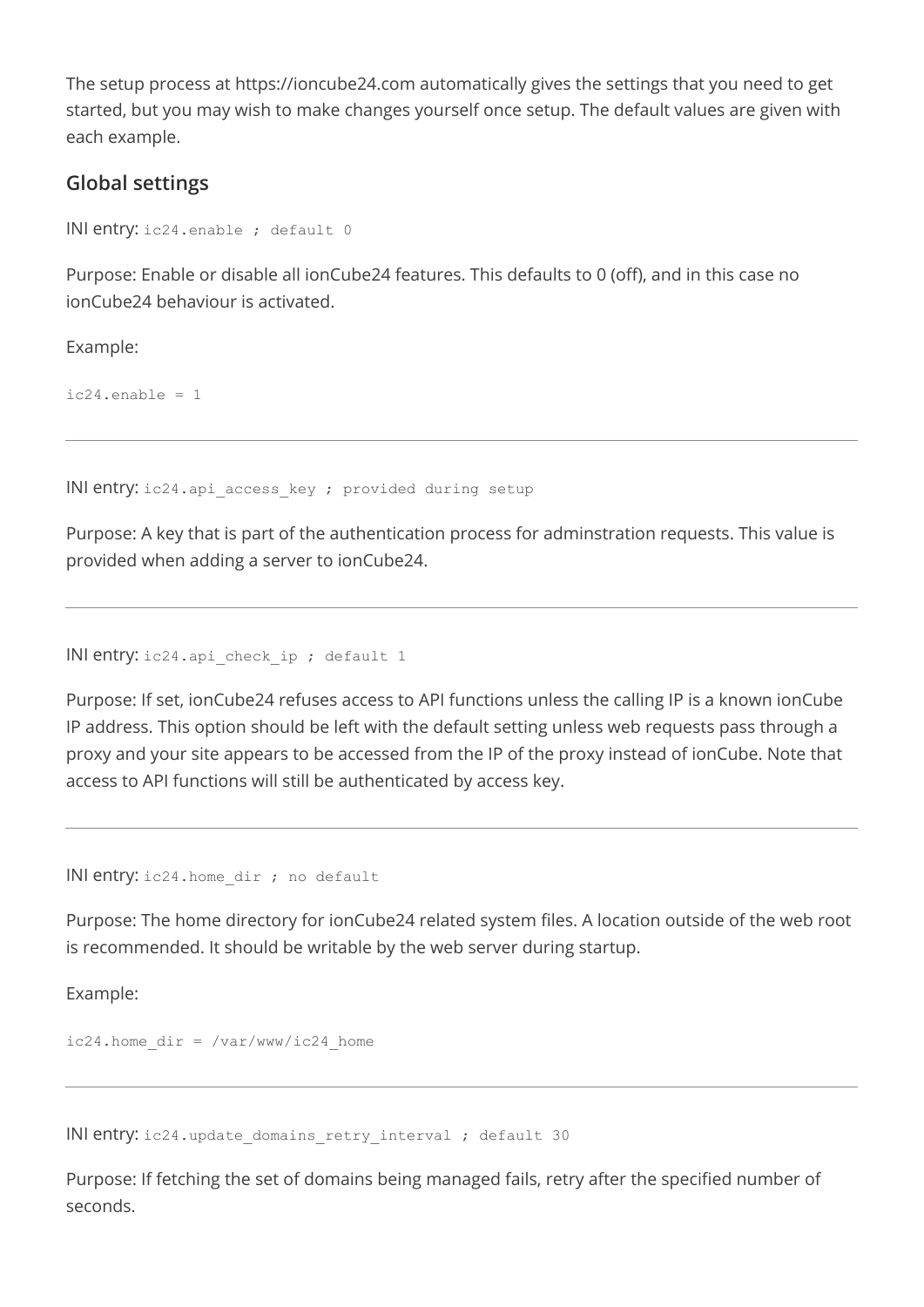The setup process at https://ioncube24.com automatically gives the settings that you need to get started, but you may wish to make changes yourself once setup. The default values are given with each example.

## Global settings

INI entry: `ic24.enable ; default 0`

Purpose: Enable or disable all ionCube24 features. This defaults to 0 (off), and in this case no ionCube24 behaviour is activated.

Example:

```
ic24.enable = 1
```

---

INI entry: `ic24.api_access_key ; provided during setup`

Purpose: A key that is part of the authentication process for adminstration requests. This value is provided when adding a server to ionCube24.

---

INI entry: `ic24.api_check_ip ; default 1`

Purpose: If set, ionCube24 refuses access to API functions unless the calling IP is a known ionCube IP address. This option should be left with the default setting unless web requests pass through a proxy and your site appears to be accessed from the IP of the proxy instead of ionCube. Note that access to API functions will still be authenticated by access key.

---

INI entry: `ic24.home_dir ; no default`

Purpose: The home directory for ionCube24 related system files. A location outside of the web root is recommended. It should be writable by the web server during startup.

Example:

```
ic24.home_dir = /var/www/ic24_home
```

---

INI entry: `ic24.update_domains_retry_interval ; default 30`

Purpose: If fetching the set of domains being managed fails, retry after the specified number of seconds.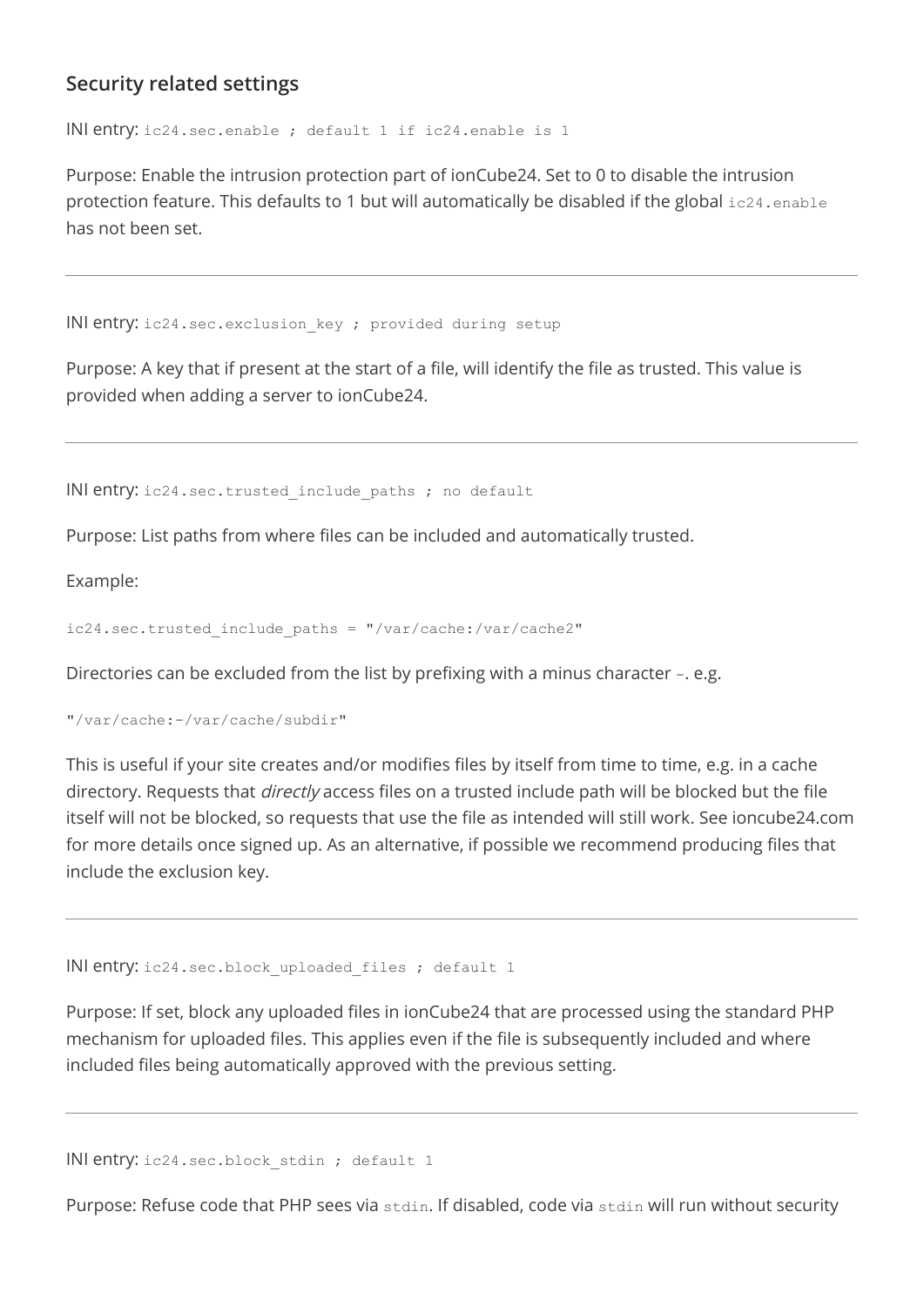## Security related settings

INI entry: `ic24.sec.enable ; default 1 if ic24.enable is 1`

Purpose: Enable the intrusion protection part of ionCube24. Set to 0 to disable the intrusion protection feature. This defaults to 1 but will automatically be disabled if the global `ic24.enable` has not been set.

---

INI entry: `ic24.sec.exclusion_key ; provided during setup`

Purpose: A key that if present at the start of a file, will identify the file as trusted. This value is provided when adding a server to ionCube24.

---

INI entry: `ic24.sec.trusted_include_paths ; no default`

Purpose: List paths from where files can be included and automatically trusted.

Example:

```
ic24.sec.trusted_include_paths = "/var/cache:/var/cache2"
```

Directories can be excluded from the list by prefixing with a minus character `-`. e.g.

```
"/var/cache:-/var/cache/subdir"
```

This is useful if your site creates and/or modifies files by itself from time to time, e.g. in a cache directory. Requests that *directly* access files on a trusted include path will be blocked but the file itself will not be blocked, so requests that use the file as intended will still work. See ioncube24.com for more details once signed up. As an alternative, if possible we recommend producing files that include the exclusion key.

---

INI entry: `ic24.sec.block_uploaded_files ; default 1`

Purpose: If set, block any uploaded files in ionCube24 that are processed using the standard PHP mechanism for uploaded files. This applies even if the file is subsequently included and where included files being automatically approved with the previous setting.

---

INI entry: `ic24.sec.block_stdin ; default 1`

Purpose: Refuse code that PHP sees via `stdin`. If disabled, code via `stdin` will run without security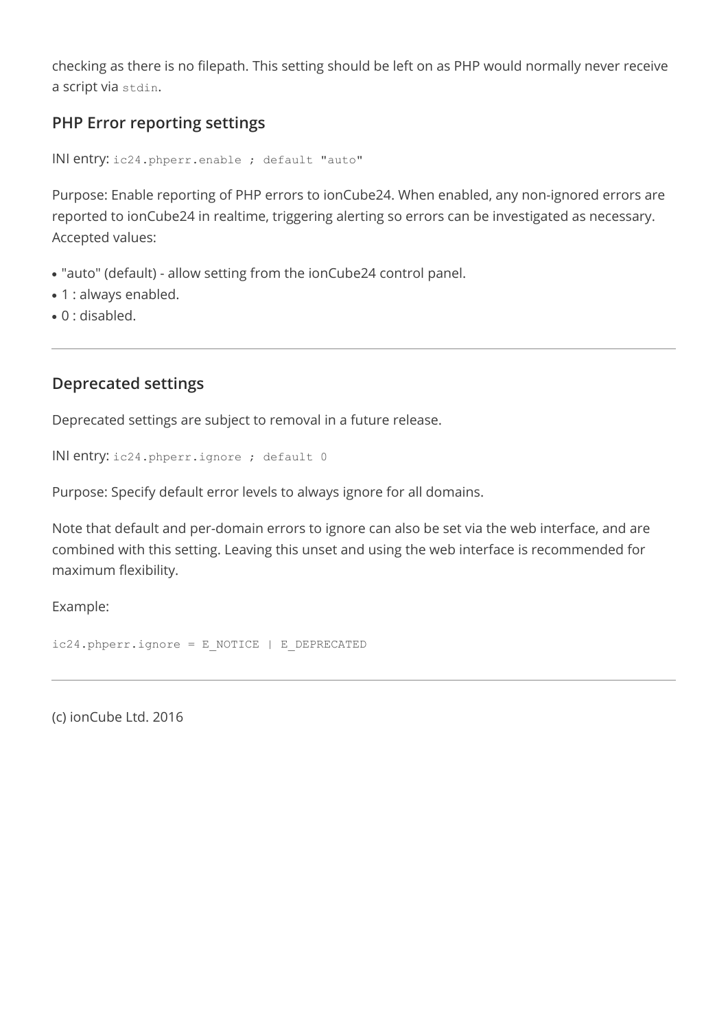checking as there is no filepath. This setting should be left on as PHP would normally never receive a script via `stdin`.

### PHP Error reporting settings

INI entry: `ic24.phperr.enable ; default "auto"`

Purpose: Enable reporting of PHP errors to ionCube24. When enabled, any non-ignored errors are reported to ionCube24 in realtime, triggering alerting so errors can be investigated as necessary. Accepted values:

- "auto" (default) - allow setting from the ionCube24 control panel.
- 1 : always enabled.
- 0 : disabled.

---

### Deprecated settings

Deprecated settings are subject to removal in a future release.

INI entry: `ic24.phperr.ignore ; default 0`

Purpose: Specify default error levels to always ignore for all domains.

Note that default and per-domain errors to ignore can also be set via the web interface, and are combined with this setting. Leaving this unset and using the web interface is recommended for maximum flexibility.

Example:

```
ic24.phperr.ignore = E_NOTICE | E_DEPRECATED
```

---

(c) ionCube Ltd. 2016